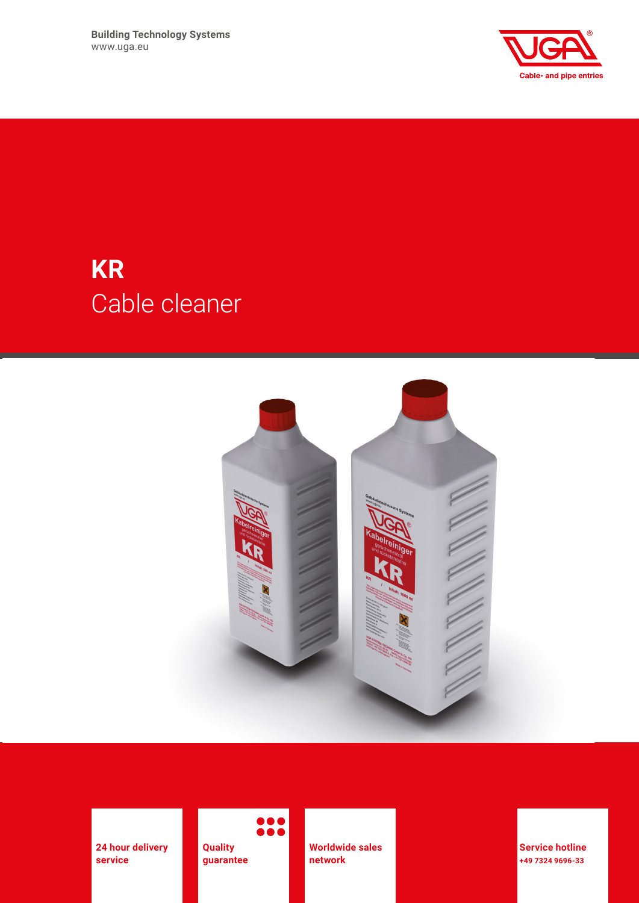Building Technology Systems
www.uga.eu

Cable- and pipe entries

# KR
## Cable cleaner

**24 hour delivery service**

**Quality guarantee**

**Worldwide sales network**

**Service hotline**
**+49 7324 9696-33**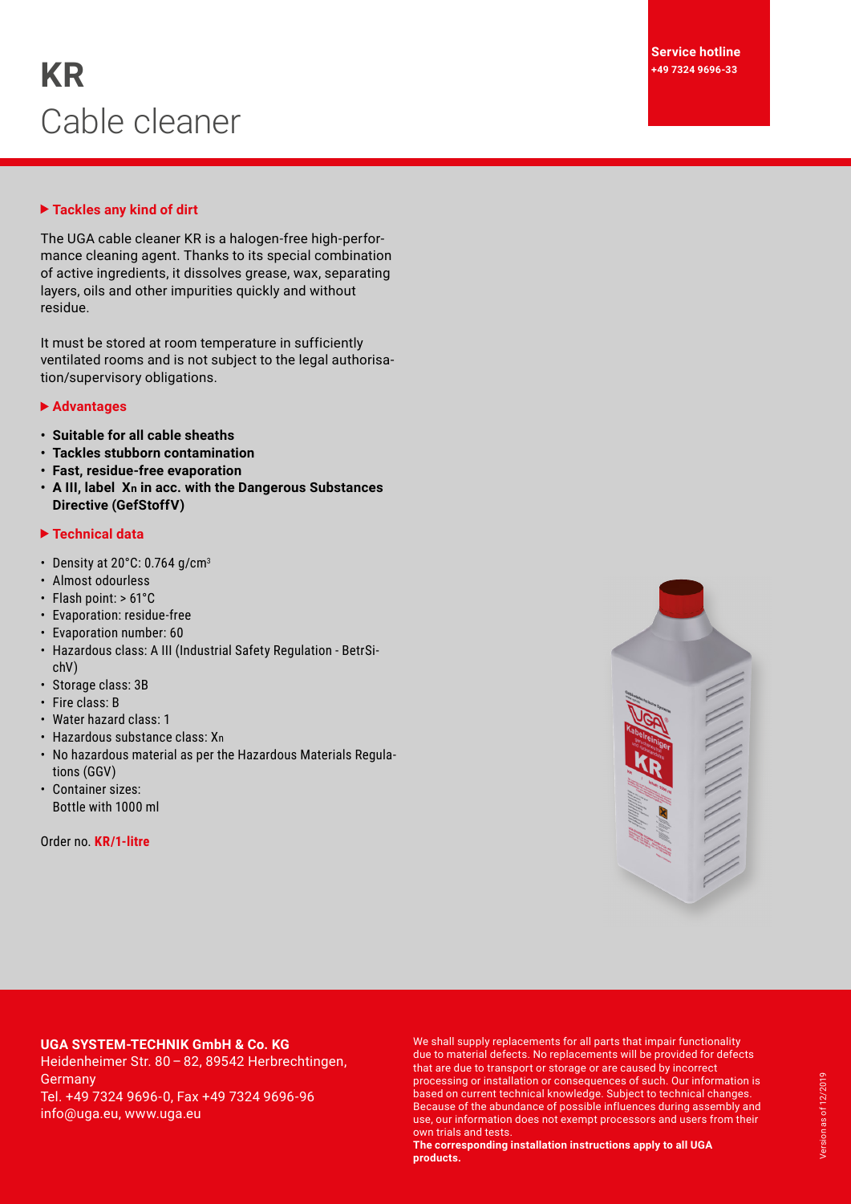# KR

## Cable cleaner

**Service hotline**
**+49 7324 9696-33**

### ▶ Tackles any kind of dirt

The UGA cable cleaner KR is a halogen-free high-performance cleaning agent. Thanks to its special combination of active ingredients, it dissolves grease, wax, separating layers, oils and other impurities quickly and without residue.

It must be stored at room temperature in sufficiently ventilated rooms and is not subject to the legal authorisation/supervisory obligations.

### ▶ Advantages

- **Suitable for all cable sheaths**
- **Tackles stubborn contamination**
- **Fast, residue-free evaporation**
- **A III, label $X_n$ in acc. with the Dangerous Substances Directive (GefStoffV)**

### ▶ Technical data

- Density at 20°C: 0.764 g/cm$^3$
- Almost odourless
- Flash point: > 61°C
- Evaporation: residue-free
- Evaporation number: 60
- Hazardous class: A III (Industrial Safety Regulation - BetrSichV)
- Storage class: 3B
- Fire class: B
- Water hazard class: 1
- Hazardous substance class: $X_n$
- No hazardous material as per the Hazardous Materials Regulations (GGV)
- Container sizes:
  Bottle with 1000 ml

Order no. **KR/1-litre**

**UGA SYSTEM-TECHNIK GmbH & Co. KG**
Heidenheimer Str. 80 – 82, 89542 Herbrechtingen, Germany
Tel. +49 7324 9696-0, Fax +49 7324 9696-96
info@uga.eu, www.uga.eu

We shall supply replacements for all parts that impair functionality due to material defects. No replacements will be provided for defects that are due to transport or storage or are caused by incorrect processing or installation or consequences of such. Our information is based on current technical knowledge. Subject to technical changes. Because of the abundance of possible influences during assembly and use, our information does not exempt processors and users from their own trials and tests.
**The corresponding installation instructions apply to all UGA products.**

Version as of 12/2019